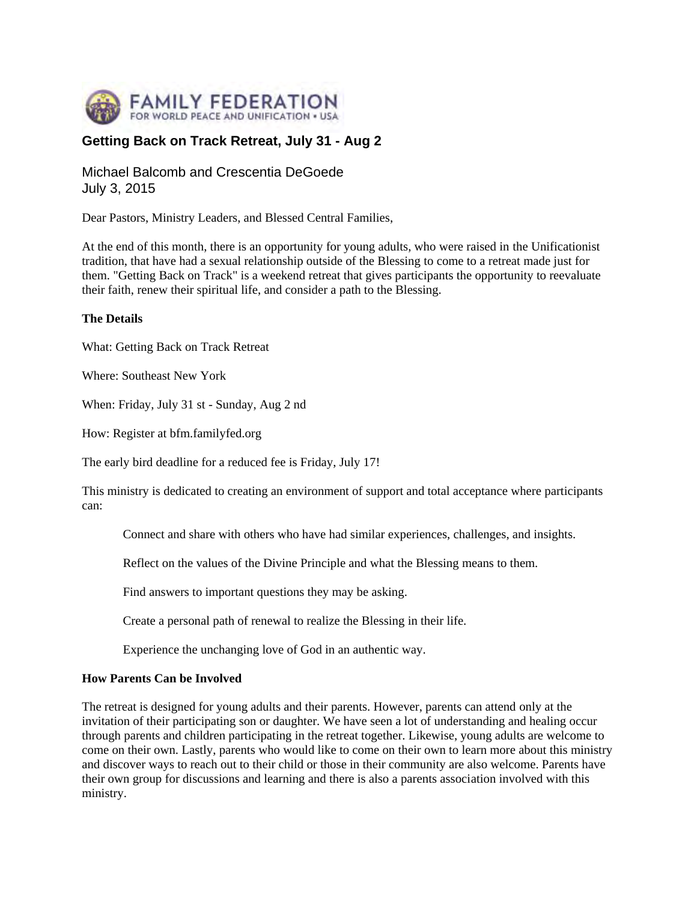FAMILY FEDERATION FOR WORLD PEACE AND UNIFICATION • USA

## Getting Back on Track Retreat, July 31 - Aug 2

Michael Balcomb and Crescentia DeGoede
July 3, 2015

Dear Pastors, Ministry Leaders, and Blessed Central Families,

At the end of this month, there is an opportunity for young adults, who were raised in the Unificationist tradition, that have had a sexual relationship outside of the Blessing to come to a retreat made just for them. "Getting Back on Track" is a weekend retreat that gives participants the opportunity to reevaluate their faith, renew their spiritual life, and consider a path to the Blessing.

**The Details**

What: Getting Back on Track Retreat

Where: Southeast New York

When: Friday, July 31 st - Sunday, Aug 2 nd

How: Register at bfm.familyfed.org

The early bird deadline for a reduced fee is Friday, July 17!

This ministry is dedicated to creating an environment of support and total acceptance where participants can:

- Connect and share with others who have had similar experiences, challenges, and insights.
- Reflect on the values of the Divine Principle and what the Blessing means to them.
- Find answers to important questions they may be asking.
- Create a personal path of renewal to realize the Blessing in their life.
- Experience the unchanging love of God in an authentic way.

**How Parents Can be Involved**

The retreat is designed for young adults and their parents. However, parents can attend only at the invitation of their participating son or daughter. We have seen a lot of understanding and healing occur through parents and children participating in the retreat together. Likewise, young adults are welcome to come on their own. Lastly, parents who would like to come on their own to learn more about this ministry and discover ways to reach out to their child or those in their community are also welcome. Parents have their own group for discussions and learning and there is also a parents association involved with this ministry.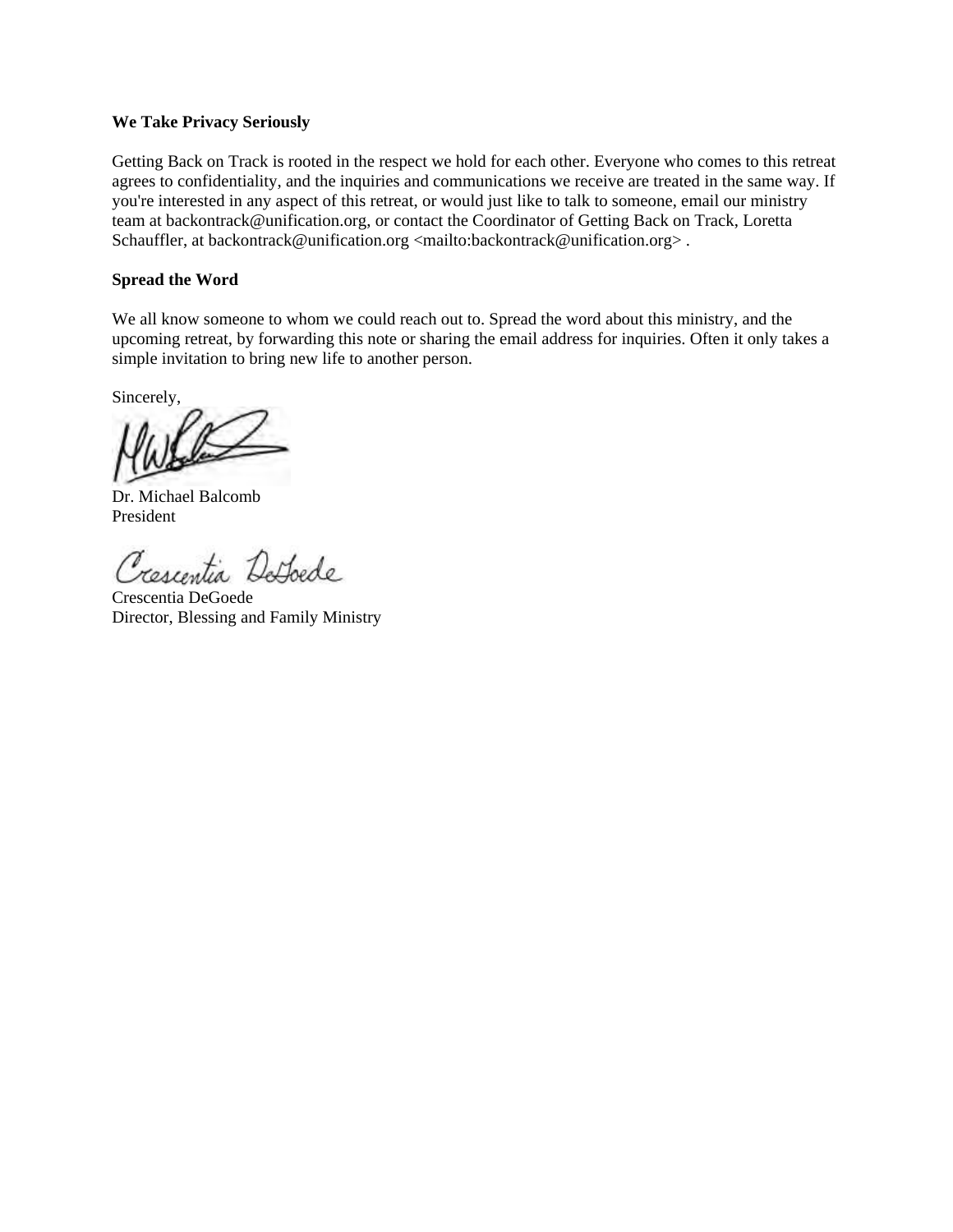**We Take Privacy Seriously**

Getting Back on Track is rooted in the respect we hold for each other. Everyone who comes to this retreat agrees to confidentiality, and the inquiries and communications we receive are treated in the same way. If you're interested in any aspect of this retreat, or would just like to talk to someone, email our ministry team at backontrack@unification.org, or contact the Coordinator of Getting Back on Track, Loretta Schauffler, at backontrack@unification.org <mailto:backontrack@unification.org> .

**Spread the Word**

We all know someone to whom we could reach out to. Spread the word about this ministry, and the upcoming retreat, by forwarding this note or sharing the email address for inquiries. Often it only takes a simple invitation to bring new life to another person.

Sincerely,

Dr. Michael Balcomb
President

Crescentia DeGoede
Director, Blessing and Family Ministry